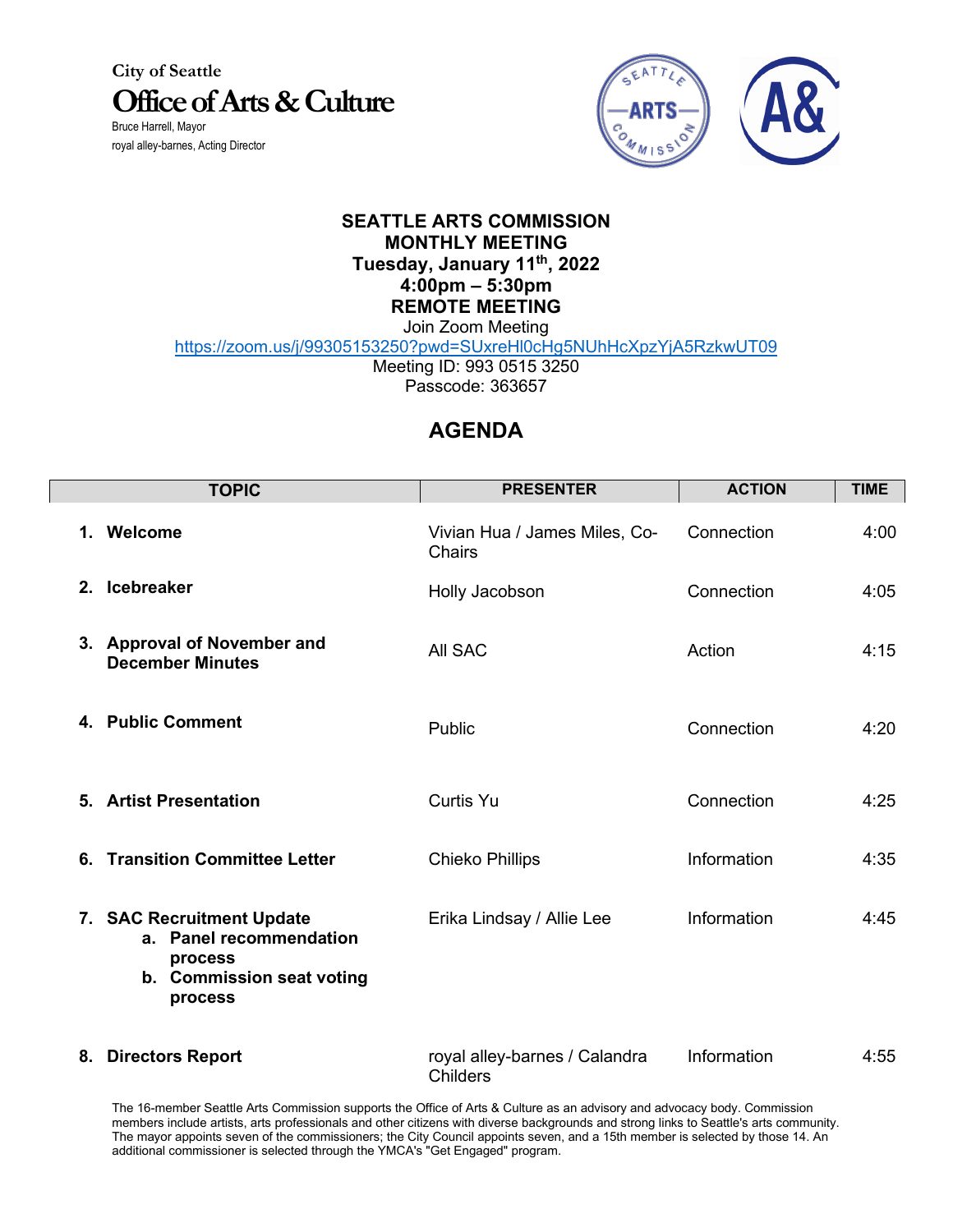City of Seattle

# Office of Arts & Culture

Bruce Harrell, Mayor
royal alley-barnes, Acting Director

**SEATTLE ARTS COMMISSION**
**MONTHLY MEETING**
**Tuesday, January 11th, 2022**
**4:00pm – 5:30pm**
**REMOTE MEETING**

Join Zoom Meeting
https://zoom.us/j/99305153250?pwd=SUxreHl0cHg5NUhHcXpzYjA5RzkwUT09
Meeting ID: 993 0515 3250
Passcode: 363657

## AGENDA

| TOPIC | PRESENTER | ACTION | TIME |
|---|---|---|---|
| **1. Welcome** | Vivian Hua / James Miles, Co-Chairs | Connection | 4:00 |
| **2. Icebreaker** | Holly Jacobson | Connection | 4:05 |
| **3. Approval of November and December Minutes** | All SAC | Action | 4:15 |
| **4. Public Comment** | Public | Connection | 4:20 |
| **5. Artist Presentation** | Curtis Yu | Connection | 4:25 |
| **6. Transition Committee Letter** | Chieko Phillips | Information | 4:35 |
| **7. SAC Recruitment Update**<br>**a. Panel recommendation process**<br>**b. Commission seat voting process** | Erika Lindsay / Allie Lee | Information | 4:45 |
| **8. Directors Report** | royal alley-barnes / Calandra Childers | Information | 4:55 |

The 16-member Seattle Arts Commission supports the Office of Arts & Culture as an advisory and advocacy body. Commission members include artists, arts professionals and other citizens with diverse backgrounds and strong links to Seattle's arts community. The mayor appoints seven of the commissioners; the City Council appoints seven, and a 15th member is selected by those 14. An additional commissioner is selected through the YMCA's "Get Engaged" program.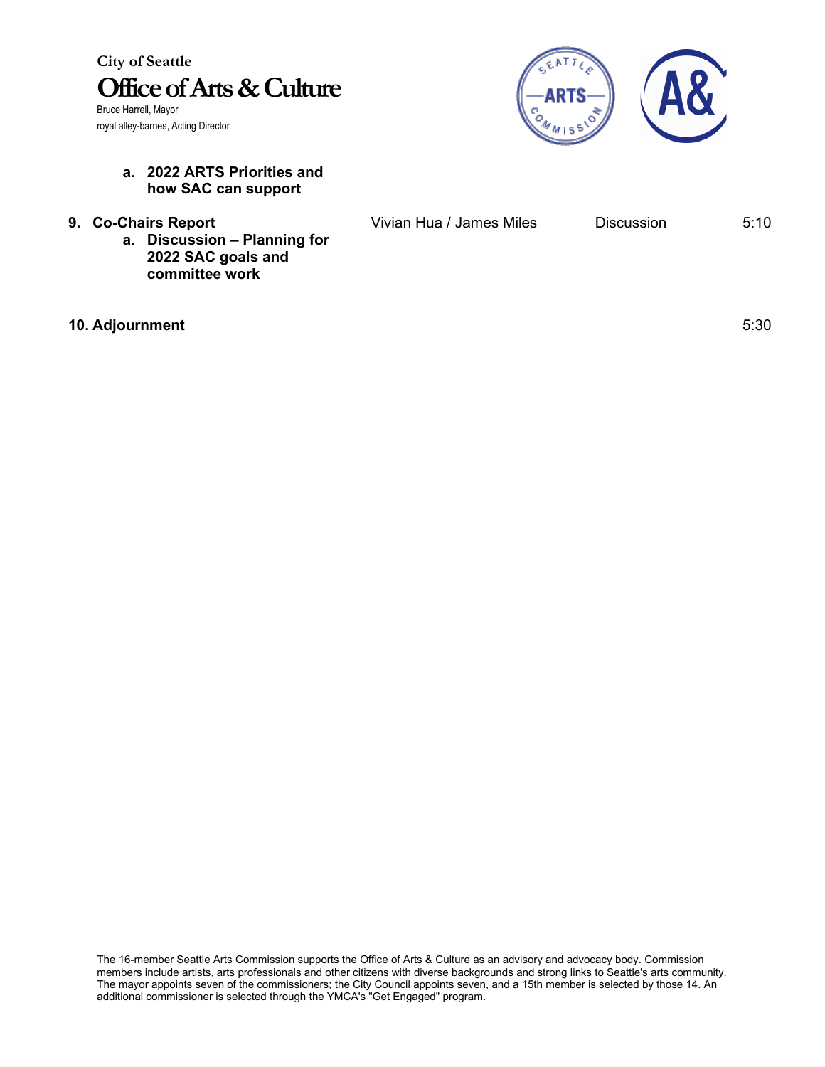**City of Seattle**
**Office of Arts & Culture**
Bruce Harrell, Mayor
royal alley-barnes, Acting Director

| | | | |
|---|---|---|---|
| a. **2022 ARTS Priorities and how SAC can support** | | | |
| **9. Co-Chairs Report** | Vivian Hua / James Miles | Discussion | 5:10 |
| a. **Discussion – Planning for 2022 SAC goals and committee work** | | | |
| **10. Adjournment** | | | 5:30 |

The 16-member Seattle Arts Commission supports the Office of Arts & Culture as an advisory and advocacy body. Commission members include artists, arts professionals and other citizens with diverse backgrounds and strong links to Seattle's arts community. The mayor appoints seven of the commissioners; the City Council appoints seven, and a 15th member is selected by those 14. An additional commissioner is selected through the YMCA's "Get Engaged" program.